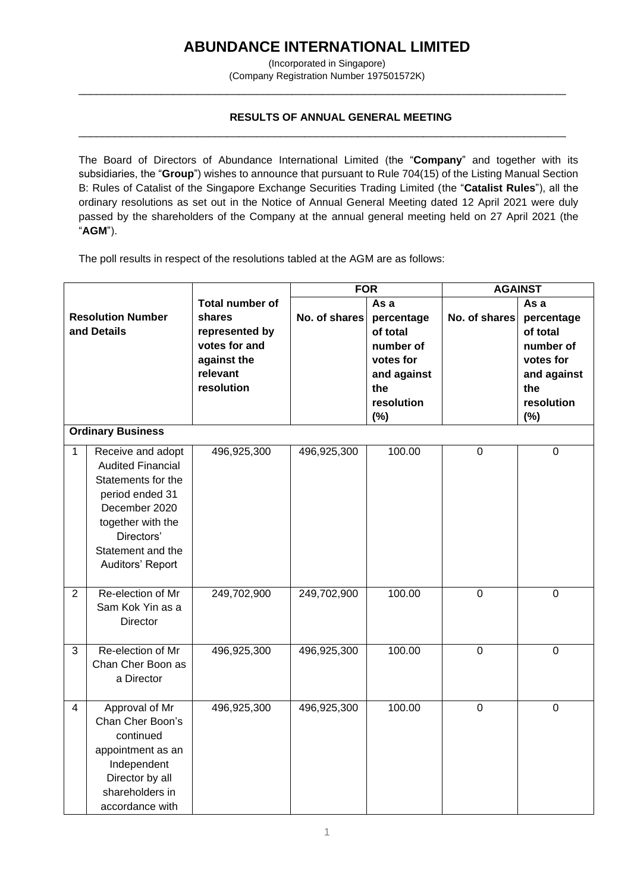# ABUNDANCE INTERNATIONAL LIMITED

(Incorporated in Singapore)
(Company Registration Number 197501572K)

---

## RESULTS OF ANNUAL GENERAL MEETING

---

The Board of Directors of Abundance International Limited (the "**Company**" and together with its subsidiaries, the "**Group**") wishes to announce that pursuant to Rule 704(15) of the Listing Manual Section B: Rules of Catalist of the Singapore Exchange Securities Trading Limited (the "**Catalist Rules**"), all the ordinary resolutions as set out in the Notice of Annual General Meeting dated 12 April 2021 were duly passed by the shareholders of the Company at the annual general meeting held on 27 April 2021 (the "**AGM**").

The poll results in respect of the resolutions tabled at the AGM are as follows:

| Resolution Number and Details | | Total number of shares represented by votes for and against the relevant resolution | FOR | | AGAINST | |
|---|---|---|---|---|---|---|
| | | | No. of shares | As a percentage of total number of votes for and against the resolution (%) | No. of shares | As a percentage of total number of votes for and against the resolution (%) |
| **Ordinary Business** | | | | | | |
| 1 | Receive and adopt Audited Financial Statements for the period ended 31 December 2020 together with the Directors' Statement and the Auditors' Report | 496,925,300 | 496,925,300 | 100.00 | 0 | 0 |
| 2 | Re-election of Mr Sam Kok Yin as a Director | 249,702,900 | 249,702,900 | 100.00 | 0 | 0 |
| 3 | Re-election of Mr Chan Cher Boon as a Director | 496,925,300 | 496,925,300 | 100.00 | 0 | 0 |
| 4 | Approval of Mr Chan Cher Boon's continued appointment as an Independent Director by all shareholders in accordance with | 496,925,300 | 496,925,300 | 100.00 | 0 | 0 |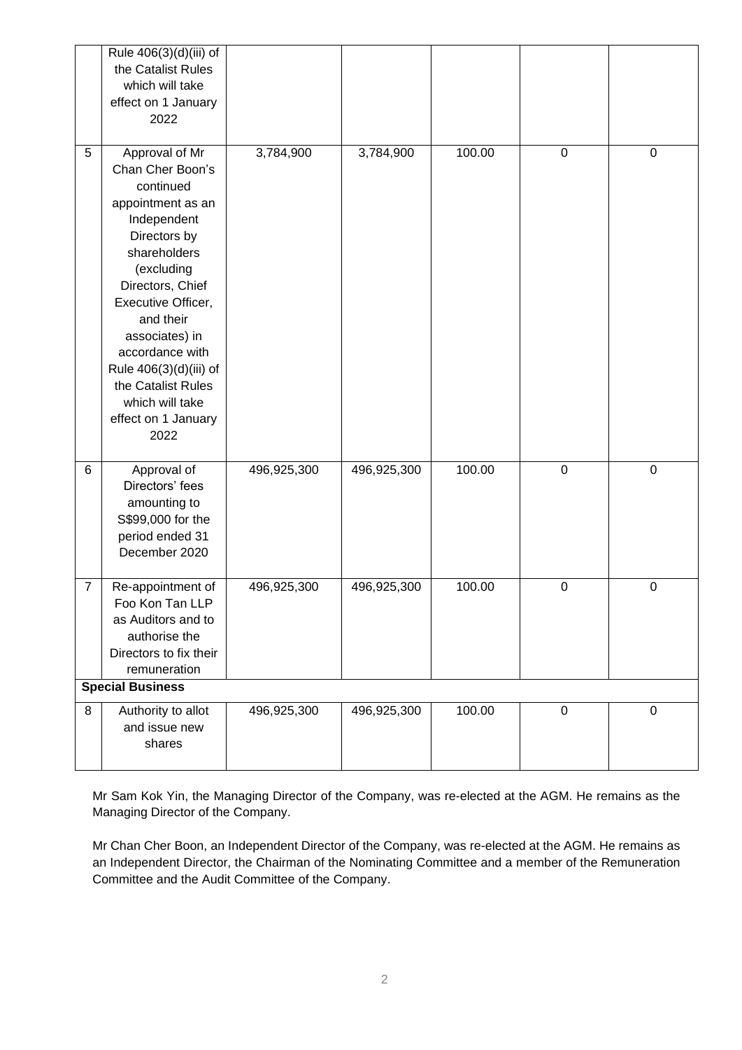| | | | | | | |
|---|---|---|---|---|---|---|
| | Rule 406(3)(d)(iii) of the Catalist Rules which will take effect on 1 January 2022 | | | | | |
| 5 | Approval of Mr Chan Cher Boon's continued appointment as an Independent Directors by shareholders (excluding Directors, Chief Executive Officer, and their associates) in accordance with Rule 406(3)(d)(iii) of the Catalist Rules which will take effect on 1 January 2022 | 3,784,900 | 3,784,900 | 100.00 | 0 | 0 |
| 6 | Approval of Directors' fees amounting to S$99,000 for the period ended 31 December 2020 | 496,925,300 | 496,925,300 | 100.00 | 0 | 0 |
| 7 | Re-appointment of Foo Kon Tan LLP as Auditors and to authorise the Directors to fix their remuneration | 496,925,300 | 496,925,300 | 100.00 | 0 | 0 |
| **Special Business** | | | | | | |
| 8 | Authority to allot and issue new shares | 496,925,300 | 496,925,300 | 100.00 | 0 | 0 |

Mr Sam Kok Yin, the Managing Director of the Company, was re-elected at the AGM. He remains as the Managing Director of the Company.

Mr Chan Cher Boon, an Independent Director of the Company, was re-elected at the AGM. He remains as an Independent Director, the Chairman of the Nominating Committee and a member of the Remuneration Committee and the Audit Committee of the Company.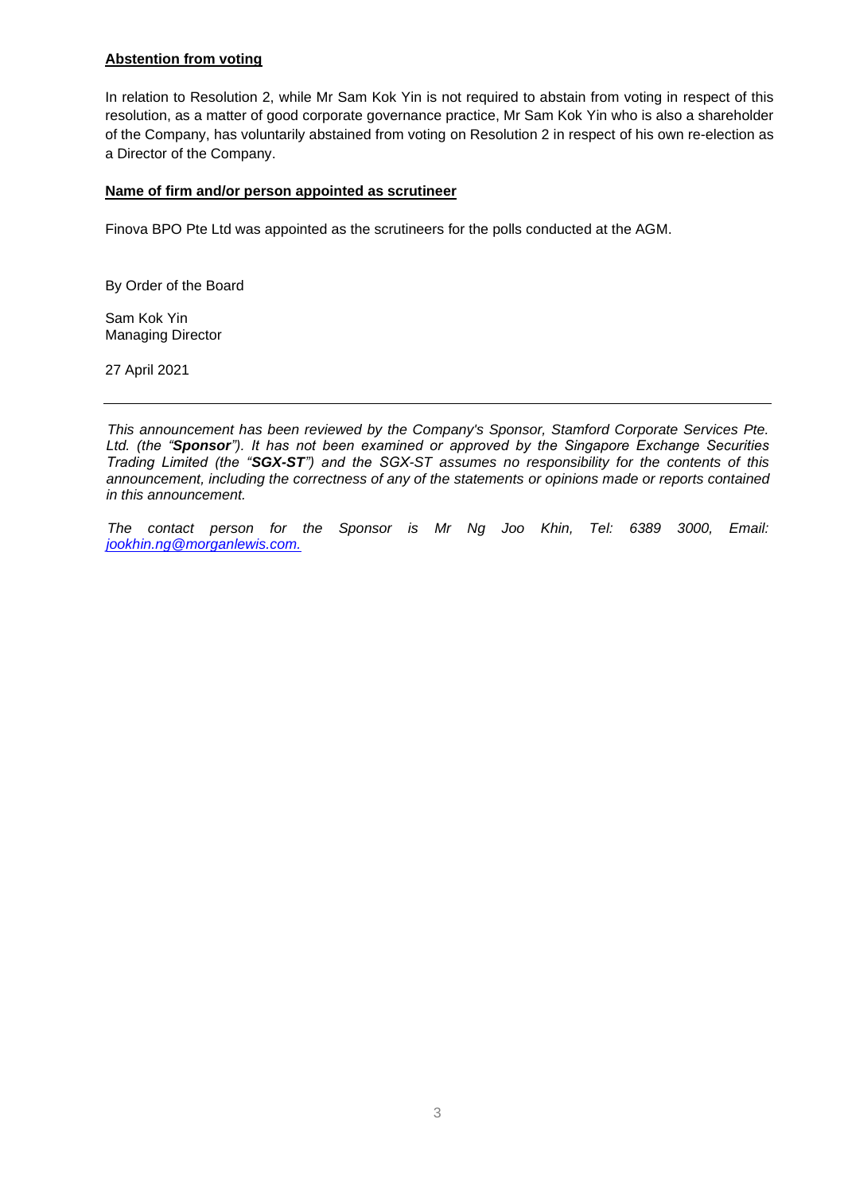**Abstention from voting**

In relation to Resolution 2, while Mr Sam Kok Yin is not required to abstain from voting in respect of this resolution, as a matter of good corporate governance practice, Mr Sam Kok Yin who is also a shareholder of the Company, has voluntarily abstained from voting on Resolution 2 in respect of his own re-election as a Director of the Company.

**Name of firm and/or person appointed as scrutineer**

Finova BPO Pte Ltd was appointed as the scrutineers for the polls conducted at the AGM.

By Order of the Board

Sam Kok Yin
Managing Director

27 April 2021

---

*This announcement has been reviewed by the Company's Sponsor, Stamford Corporate Services Pte. Ltd. (the "**Sponsor**"). It has not been examined or approved by the Singapore Exchange Securities Trading Limited (the "**SGX-ST**") and the SGX-ST assumes no responsibility for the contents of this announcement, including the correctness of any of the statements or opinions made or reports contained in this announcement.*

*The contact person for the Sponsor is Mr Ng Joo Khin, Tel: 6389 3000, Email: jookhin.ng@morganlewis.com.*